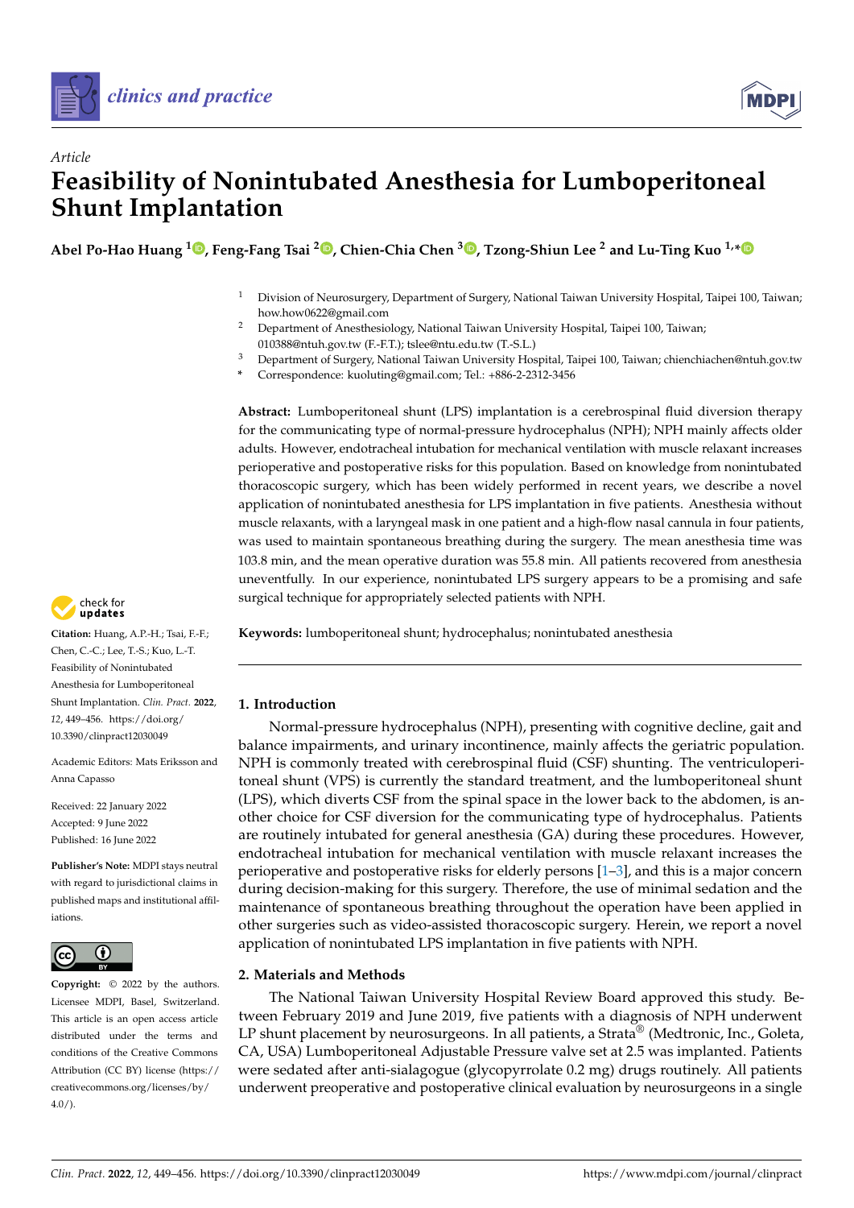*Article*

# Feasibility of Nonintubated Anesthesia for Lumboperitoneal Shunt Implantation

**Abel Po-Hao Huang [1], Feng-Fang Tsai [2], Chien-Chia Chen [3], Tzong-Shiun Lee [2] and Lu-Ting Kuo [1,*]**

[1] Division of Neurosurgery, Department of Surgery, National Taiwan University Hospital, Taipei 100, Taiwan; how.how0622@gmail.com
[2] Department of Anesthesiology, National Taiwan University Hospital, Taipei 100, Taiwan; 010388@ntuh.gov.tw (F.-F.T.); tslee@ntu.edu.tw (T.-S.L.)
[3] Department of Surgery, National Taiwan University Hospital, Taipei 100, Taiwan; chienchiachen@ntuh.gov.tw
* Correspondence: kuoluting@gmail.com; Tel.: +886-2-2312-3456

**Abstract:** Lumboperitoneal shunt (LPS) implantation is a cerebrospinal fluid diversion therapy for the communicating type of normal-pressure hydrocephalus (NPH); NPH mainly affects older adults. However, endotracheal intubation for mechanical ventilation with muscle relaxant increases perioperative and postoperative risks for this population. Based on knowledge from nonintubated thoracoscopic surgery, which has been widely performed in recent years, we describe a novel application of nonintubated anesthesia for LPS implantation in five patients. Anesthesia without muscle relaxants, with a laryngeal mask in one patient and a high-flow nasal cannula in four patients, was used to maintain spontaneous breathing during the surgery. The mean anesthesia time was 103.8 min, and the mean operative duration was 55.8 min. All patients recovered from anesthesia uneventfully. In our experience, nonintubated LPS surgery appears to be a promising and safe surgical technique for appropriately selected patients with NPH.

**Keywords:** lumboperitoneal shunt; hydrocephalus; nonintubated anesthesia

**Citation:** Huang, A.P.-H.; Tsai, F.-F.; Chen, C.-C.; Lee, T.-S.; Kuo, L.-T. Feasibility of Nonintubated Anesthesia for Lumboperitoneal Shunt Implantation. *Clin. Pract.* **2022**, *12*, 449–456. https://doi.org/10.3390/clinpract12030049

Academic Editors: Mats Eriksson and Anna Capasso

Received: 22 January 2022
Accepted: 9 June 2022
Published: 16 June 2022

**Publisher's Note:** MDPI stays neutral with regard to jurisdictional claims in published maps and institutional affiliations.

**Copyright:** © 2022 by the authors. Licensee MDPI, Basel, Switzerland. This article is an open access article distributed under the terms and conditions of the Creative Commons Attribution (CC BY) license (https://creativecommons.org/licenses/by/4.0/).

## 1. Introduction

Normal-pressure hydrocephalus (NPH), presenting with cognitive decline, gait and balance impairments, and urinary incontinence, mainly affects the geriatric population. NPH is commonly treated with cerebrospinal fluid (CSF) shunting. The ventriculoperitoneal shunt (VPS) is currently the standard treatment, and the lumboperitoneal shunt (LPS), which diverts CSF from the spinal space in the lower back to the abdomen, is another choice for CSF diversion for the communicating type of hydrocephalus. Patients are routinely intubated for general anesthesia (GA) during these procedures. However, endotracheal intubation for mechanical ventilation with muscle relaxant increases the perioperative and postoperative risks for elderly persons [1–3], and this is a major concern during decision-making for this surgery. Therefore, the use of minimal sedation and the maintenance of spontaneous breathing throughout the operation have been applied in other surgeries such as video-assisted thoracoscopic surgery. Herein, we report a novel application of nonintubated LPS implantation in five patients with NPH.

## 2. Materials and Methods

The National Taiwan University Hospital Review Board approved this study. Between February 2019 and June 2019, five patients with a diagnosis of NPH underwent LP shunt placement by neurosurgeons. In all patients, a Strata® (Medtronic, Inc., Goleta, CA, USA) Lumboperitoneal Adjustable Pressure valve set at 2.5 was implanted. Patients were sedated after anti-sialagogue (glycopyrrolate 0.2 mg) drugs routinely. All patients underwent preoperative and postoperative clinical evaluation by neurosurgeons in a single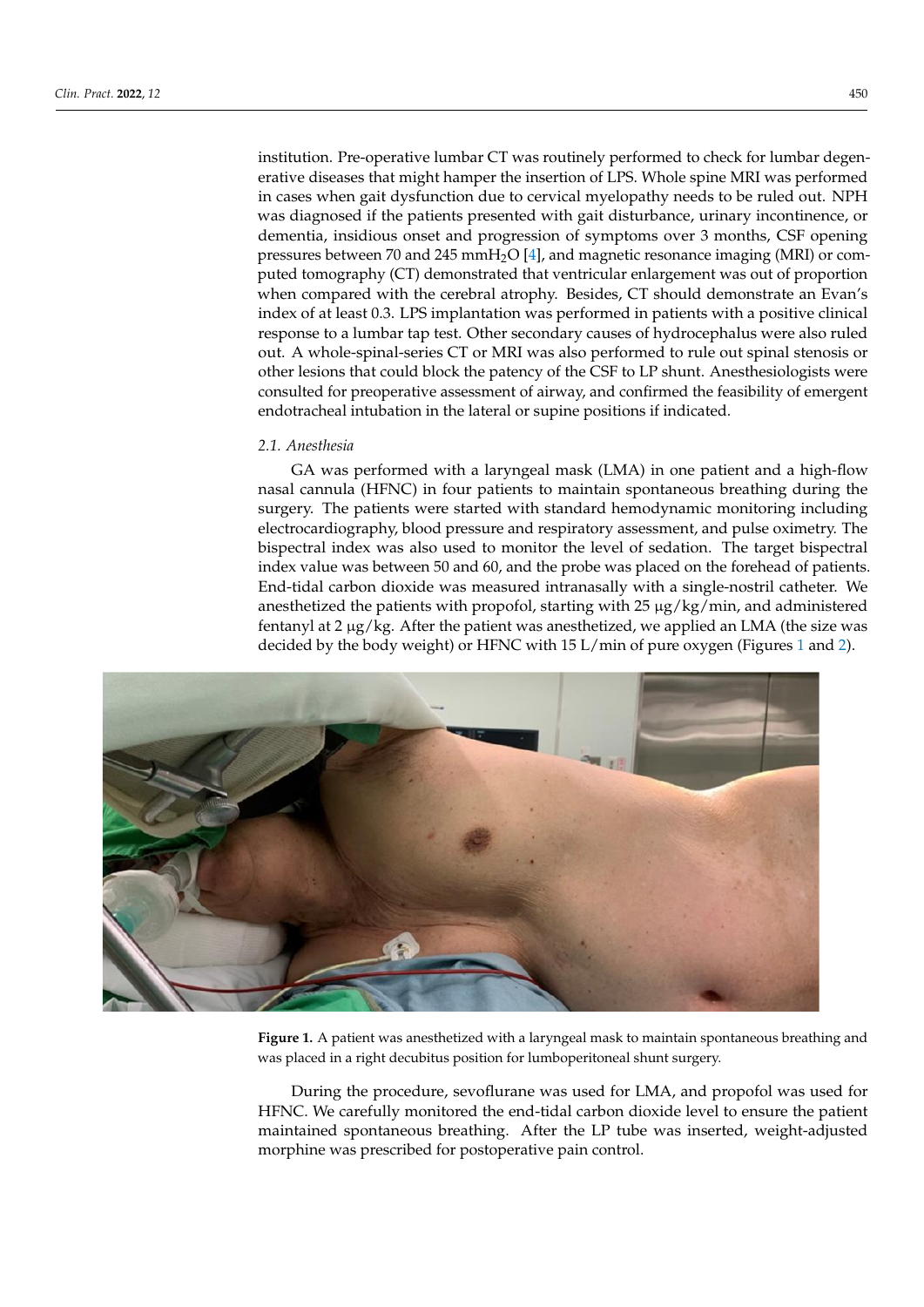institution. Pre-operative lumbar CT was routinely performed to check for lumbar degenerative diseases that might hamper the insertion of LPS. Whole spine MRI was performed in cases when gait dysfunction due to cervical myelopathy needs to be ruled out. NPH was diagnosed if the patients presented with gait disturbance, urinary incontinence, or dementia, insidious onset and progression of symptoms over 3 months, CSF opening pressures between 70 and 245 $mmH_2O$ [4], and magnetic resonance imaging (MRI) or computed tomography (CT) demonstrated that ventricular enlargement was out of proportion when compared with the cerebral atrophy. Besides, CT should demonstrate an Evan's index of at least 0.3. LPS implantation was performed in patients with a positive clinical response to a lumbar tap test. Other secondary causes of hydrocephalus were also ruled out. A whole-spinal-series CT or MRI was also performed to rule out spinal stenosis or other lesions that could block the patency of the CSF to LP shunt. Anesthesiologists were consulted for preoperative assessment of airway, and confirmed the feasibility of emergent endotracheal intubation in the lateral or supine positions if indicated.

### 2.1. Anesthesia

GA was performed with a laryngeal mask (LMA) in one patient and a high-flow nasal cannula (HFNC) in four patients to maintain spontaneous breathing during the surgery. The patients were started with standard hemodynamic monitoring including electrocardiography, blood pressure and respiratory assessment, and pulse oximetry. The bispectral index was also used to monitor the level of sedation. The target bispectral index value was between 50 and 60, and the probe was placed on the forehead of patients. End-tidal carbon dioxide was measured intranasally with a single-nostril catheter. We anesthetized the patients with propofol, starting with 25 μg/kg/min, and administered fentanyl at 2 μg/kg. After the patient was anesthetized, we applied an LMA (the size was decided by the body weight) or HFNC with 15 L/min of pure oxygen (Figures 1 and 2).

**Figure 1.** A patient was anesthetized with a laryngeal mask to maintain spontaneous breathing and was placed in a right decubitus position for lumboperitoneal shunt surgery.

During the procedure, sevoflurane was used for LMA, and propofol was used for HFNC. We carefully monitored the end-tidal carbon dioxide level to ensure the patient maintained spontaneous breathing. After the LP tube was inserted, weight-adjusted morphine was prescribed for postoperative pain control.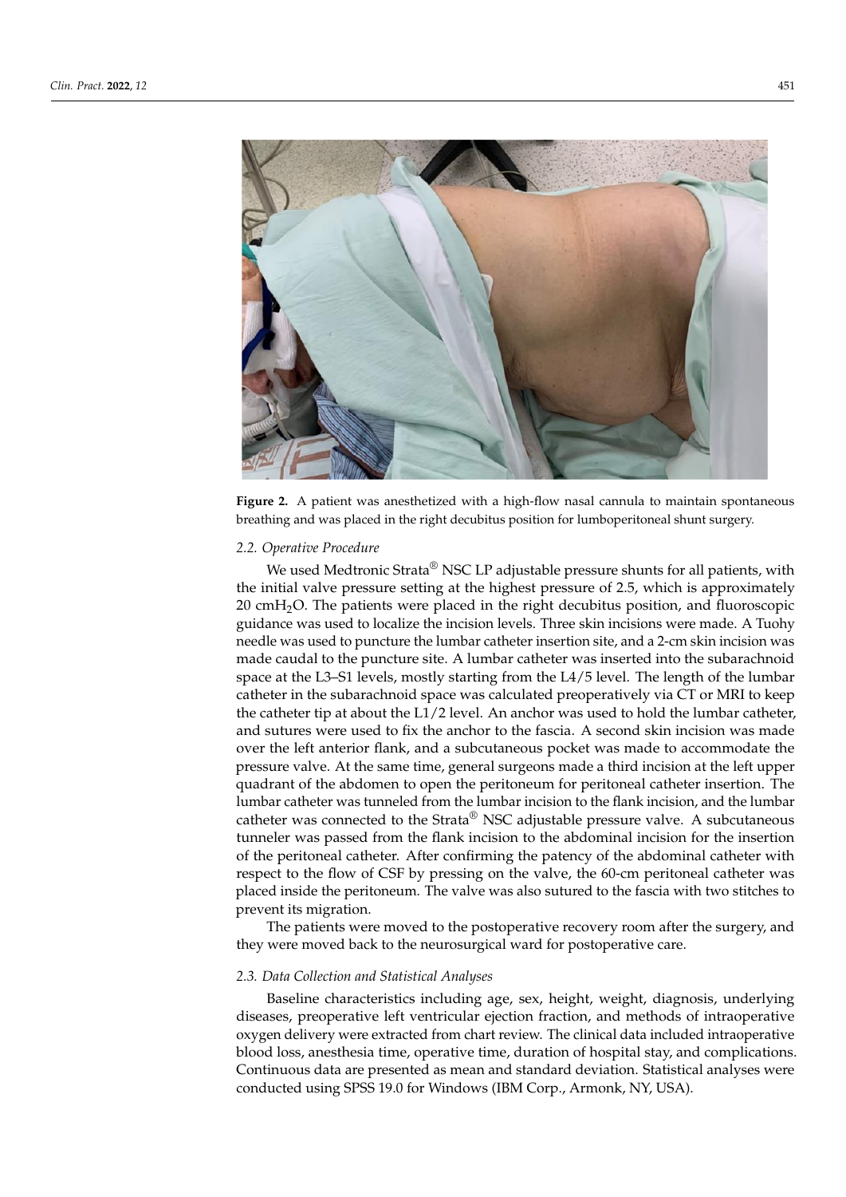**Figure 2.** A patient was anesthetized with a high-flow nasal cannula to maintain spontaneous breathing and was placed in the right decubitus position for lumboperitoneal shunt surgery.

### 2.2. Operative Procedure

We used Medtronic Strata® NSC LP adjustable pressure shunts for all patients, with the initial valve pressure setting at the highest pressure of 2.5, which is approximately 20 $cmH_2O$. The patients were placed in the right decubitus position, and fluoroscopic guidance was used to localize the incision levels. Three skin incisions were made. A Tuohy needle was used to puncture the lumbar catheter insertion site, and a 2-cm skin incision was made caudal to the puncture site. A lumbar catheter was inserted into the subarachnoid space at the L3–S1 levels, mostly starting from the L4/5 level. The length of the lumbar catheter in the subarachnoid space was calculated preoperatively via CT or MRI to keep the catheter tip at about the L1/2 level. An anchor was used to hold the lumbar catheter, and sutures were used to fix the anchor to the fascia. A second skin incision was made over the left anterior flank, and a subcutaneous pocket was made to accommodate the pressure valve. At the same time, general surgeons made a third incision at the left upper quadrant of the abdomen to open the peritoneum for peritoneal catheter insertion. The lumbar catheter was tunneled from the lumbar incision to the flank incision, and the lumbar catheter was connected to the Strata® NSC adjustable pressure valve. A subcutaneous tunneler was passed from the flank incision to the abdominal incision for the insertion of the peritoneal catheter. After confirming the patency of the abdominal catheter with respect to the flow of CSF by pressing on the valve, the 60-cm peritoneal catheter was placed inside the peritoneum. The valve was also sutured to the fascia with two stitches to prevent its migration.

The patients were moved to the postoperative recovery room after the surgery, and they were moved back to the neurosurgical ward for postoperative care.

### 2.3. Data Collection and Statistical Analyses

Baseline characteristics including age, sex, height, weight, diagnosis, underlying diseases, preoperative left ventricular ejection fraction, and methods of intraoperative oxygen delivery were extracted from chart review. The clinical data included intraoperative blood loss, anesthesia time, operative time, duration of hospital stay, and complications. Continuous data are presented as mean and standard deviation. Statistical analyses were conducted using SPSS 19.0 for Windows (IBM Corp., Armonk, NY, USA).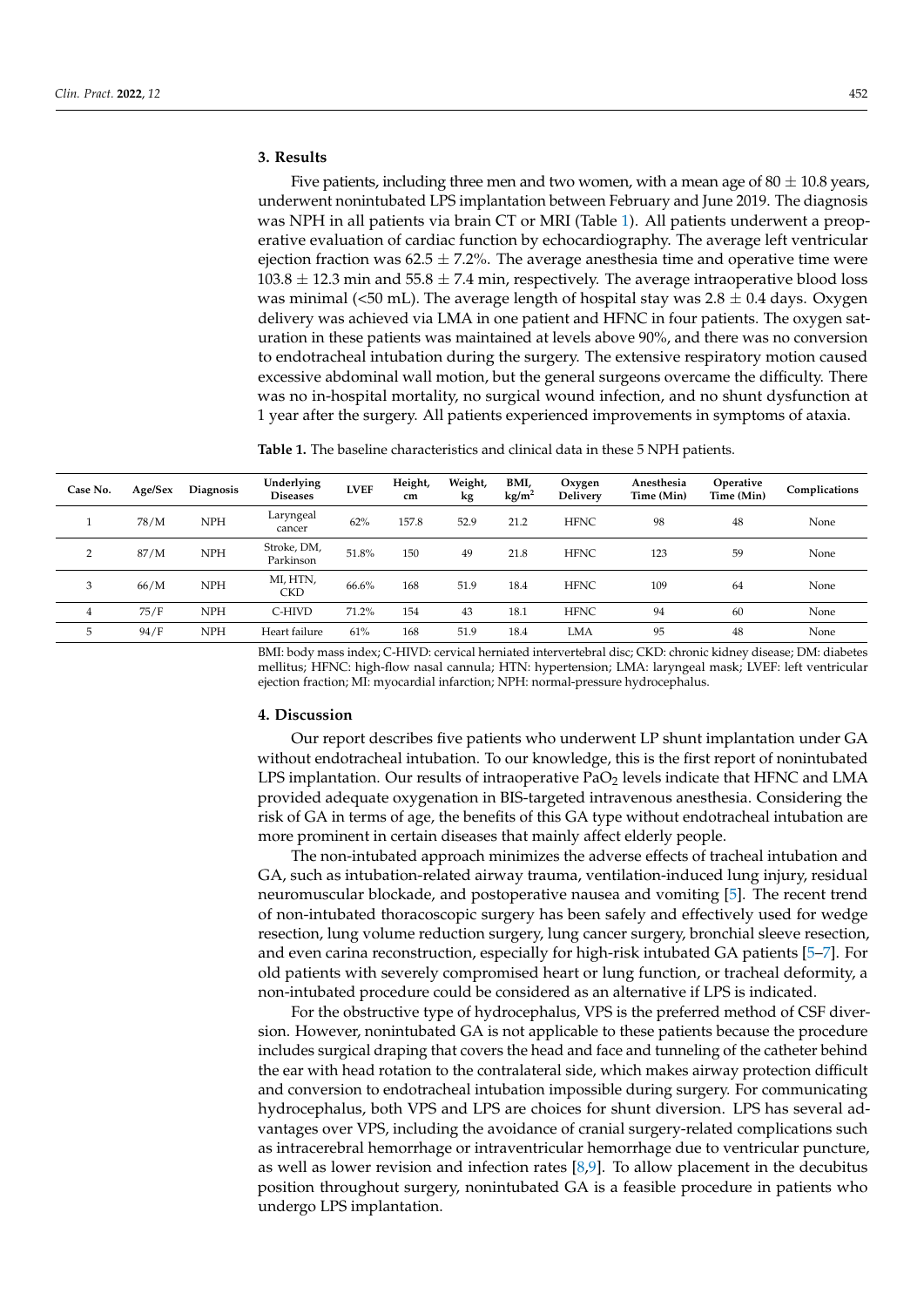## 3. Results

Five patients, including three men and two women, with a mean age of 80 ± 10.8 years, underwent nonintubated LPS implantation between February and June 2019. The diagnosis was NPH in all patients via brain CT or MRI (Table 1). All patients underwent a preoperative evaluation of cardiac function by echocardiography. The average left ventricular ejection fraction was 62.5 ± 7.2%. The average anesthesia time and operative time were 103.8 ± 12.3 min and 55.8 ± 7.4 min, respectively. The average intraoperative blood loss was minimal (<50 mL). The average length of hospital stay was 2.8 ± 0.4 days. Oxygen delivery was achieved via LMA in one patient and HFNC in four patients. The oxygen saturation in these patients was maintained at levels above 90%, and there was no conversion to endotracheal intubation during the surgery. The extensive respiratory motion caused excessive abdominal wall motion, but the general surgeons overcame the difficulty. There was no in-hospital mortality, no surgical wound infection, and no shunt dysfunction at 1 year after the surgery. All patients experienced improvements in symptoms of ataxia.

**Table 1.** The baseline characteristics and clinical data in these 5 NPH patients.

| Case No. | Age/Sex | Diagnosis | Underlying Diseases | LVEF | Height, cm | Weight, kg | BMI, $kg/m^2$ | Oxygen Delivery | Anesthesia Time (Min) | Operative Time (Min) | Complications |
|---|---|---|---|---|---|---|---|---|---|---|---|
| 1 | 78/M | NPH | Laryngeal cancer | 62% | 157.8 | 52.9 | 21.2 | HFNC | 98 | 48 | None |
| 2 | 87/M | NPH | Stroke, DM, Parkinson | 51.8% | 150 | 49 | 21.8 | HFNC | 123 | 59 | None |
| 3 | 66/M | NPH | MI, HTN, CKD | 66.6% | 168 | 51.9 | 18.4 | HFNC | 109 | 64 | None |
| 4 | 75/F | NPH | C-HIVD | 71.2% | 154 | 43 | 18.1 | HFNC | 94 | 60 | None |
| 5 | 94/F | NPH | Heart failure | 61% | 168 | 51.9 | 18.4 | LMA | 95 | 48 | None |

BMI: body mass index; C-HIVD: cervical herniated intervertebral disc; CKD: chronic kidney disease; DM: diabetes mellitus; HFNC: high-flow nasal cannula; HTN: hypertension; LMA: laryngeal mask; LVEF: left ventricular ejection fraction; MI: myocardial infarction; NPH: normal-pressure hydrocephalus.

## 4. Discussion

Our report describes five patients who underwent LP shunt implantation under GA without endotracheal intubation. To our knowledge, this is the first report of nonintubated LPS implantation. Our results of intraoperative $PaO_2$ levels indicate that HFNC and LMA provided adequate oxygenation in BIS-targeted intravenous anesthesia. Considering the risk of GA in terms of age, the benefits of this GA type without endotracheal intubation are more prominent in certain diseases that mainly affect elderly people.

The non-intubated approach minimizes the adverse effects of tracheal intubation and GA, such as intubation-related airway trauma, ventilation-induced lung injury, residual neuromuscular blockade, and postoperative nausea and vomiting [5]. The recent trend of non-intubated thoracoscopic surgery has been safely and effectively used for wedge resection, lung volume reduction surgery, lung cancer surgery, bronchial sleeve resection, and even carina reconstruction, especially for high-risk intubated GA patients [5–7]. For old patients with severely compromised heart or lung function, or tracheal deformity, a non-intubated procedure could be considered as an alternative if LPS is indicated.

For the obstructive type of hydrocephalus, VPS is the preferred method of CSF diversion. However, nonintubated GA is not applicable to these patients because the procedure includes surgical draping that covers the head and face and tunneling of the catheter behind the ear with head rotation to the contralateral side, which makes airway protection difficult and conversion to endotracheal intubation impossible during surgery. For communicating hydrocephalus, both VPS and LPS are choices for shunt diversion. LPS has several advantages over VPS, including the avoidance of cranial surgery-related complications such as intracerebral hemorrhage or intraventricular hemorrhage due to ventricular puncture, as well as lower revision and infection rates [8,9]. To allow placement in the decubitus position throughout surgery, nonintubated GA is a feasible procedure in patients who undergo LPS implantation.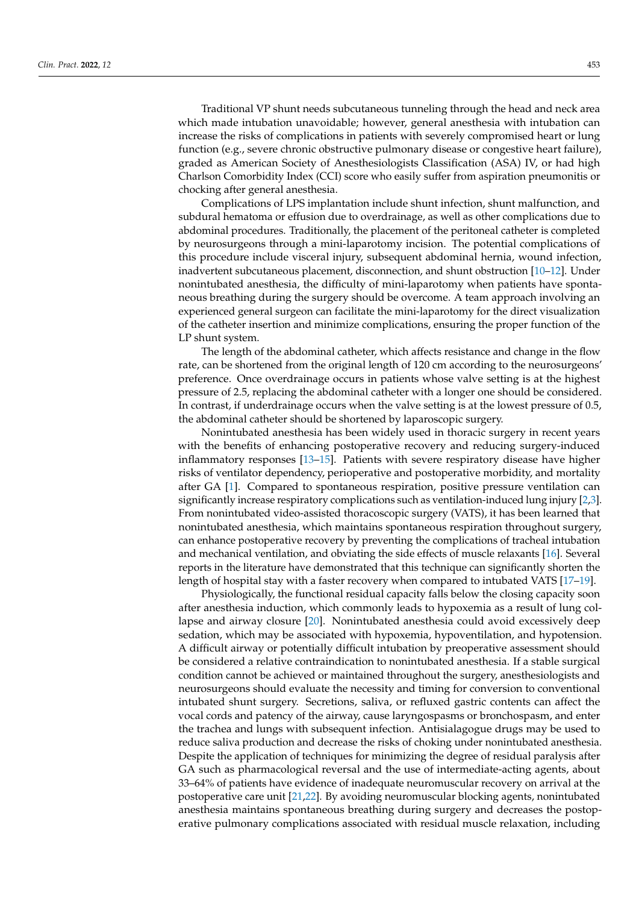Traditional VP shunt needs subcutaneous tunneling through the head and neck area which made intubation unavoidable; however, general anesthesia with intubation can increase the risks of complications in patients with severely compromised heart or lung function (e.g., severe chronic obstructive pulmonary disease or congestive heart failure), graded as American Society of Anesthesiologists Classification (ASA) IV, or had high Charlson Comorbidity Index (CCI) score who easily suffer from aspiration pneumonitis or chocking after general anesthesia.

Complications of LPS implantation include shunt infection, shunt malfunction, and subdural hematoma or effusion due to overdrainage, as well as other complications due to abdominal procedures. Traditionally, the placement of the peritoneal catheter is completed by neurosurgeons through a mini-laparotomy incision. The potential complications of this procedure include visceral injury, subsequent abdominal hernia, wound infection, inadvertent subcutaneous placement, disconnection, and shunt obstruction [10–12]. Under nonintubated anesthesia, the difficulty of mini-laparotomy when patients have spontaneous breathing during the surgery should be overcome. A team approach involving an experienced general surgeon can facilitate the mini-laparotomy for the direct visualization of the catheter insertion and minimize complications, ensuring the proper function of the LP shunt system.

The length of the abdominal catheter, which affects resistance and change in the flow rate, can be shortened from the original length of 120 cm according to the neurosurgeons' preference. Once overdrainage occurs in patients whose valve setting is at the highest pressure of 2.5, replacing the abdominal catheter with a longer one should be considered. In contrast, if underdrainage occurs when the valve setting is at the lowest pressure of 0.5, the abdominal catheter should be shortened by laparoscopic surgery.

Nonintubated anesthesia has been widely used in thoracic surgery in recent years with the benefits of enhancing postoperative recovery and reducing surgery-induced inflammatory responses [13–15]. Patients with severe respiratory disease have higher risks of ventilator dependency, perioperative and postoperative morbidity, and mortality after GA [1]. Compared to spontaneous respiration, positive pressure ventilation can significantly increase respiratory complications such as ventilation-induced lung injury [2,3]. From nonintubated video-assisted thoracoscopic surgery (VATS), it has been learned that nonintubated anesthesia, which maintains spontaneous respiration throughout surgery, can enhance postoperative recovery by preventing the complications of tracheal intubation and mechanical ventilation, and obviating the side effects of muscle relaxants [16]. Several reports in the literature have demonstrated that this technique can significantly shorten the length of hospital stay with a faster recovery when compared to intubated VATS [17–19].

Physiologically, the functional residual capacity falls below the closing capacity soon after anesthesia induction, which commonly leads to hypoxemia as a result of lung collapse and airway closure [20]. Nonintubated anesthesia could avoid excessively deep sedation, which may be associated with hypoxemia, hypoventilation, and hypotension. A difficult airway or potentially difficult intubation by preoperative assessment should be considered a relative contraindication to nonintubated anesthesia. If a stable surgical condition cannot be achieved or maintained throughout the surgery, anesthesiologists and neurosurgeons should evaluate the necessity and timing for conversion to conventional intubated shunt surgery. Secretions, saliva, or refluxed gastric contents can affect the vocal cords and patency of the airway, cause laryngospasms or bronchospasm, and enter the trachea and lungs with subsequent infection. Antisialagogue drugs may be used to reduce saliva production and decrease the risks of choking under nonintubated anesthesia. Despite the application of techniques for minimizing the degree of residual paralysis after GA such as pharmacological reversal and the use of intermediate-acting agents, about 33–64% of patients have evidence of inadequate neuromuscular recovery on arrival at the postoperative care unit [21,22]. By avoiding neuromuscular blocking agents, nonintubated anesthesia maintains spontaneous breathing during surgery and decreases the postoperative pulmonary complications associated with residual muscle relaxation, including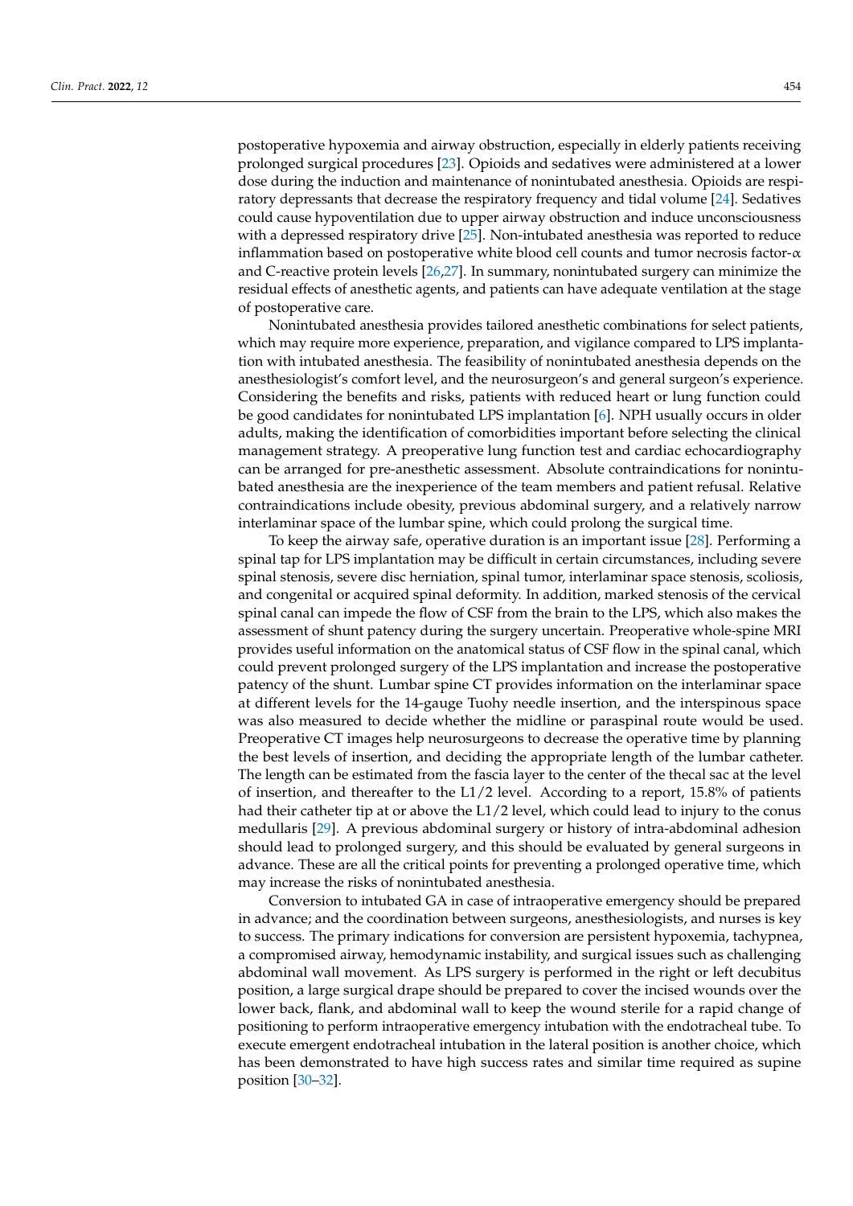postoperative hypoxemia and airway obstruction, especially in elderly patients receiving prolonged surgical procedures [23]. Opioids and sedatives were administered at a lower dose during the induction and maintenance of nonintubated anesthesia. Opioids are respiratory depressants that decrease the respiratory frequency and tidal volume [24]. Sedatives could cause hypoventilation due to upper airway obstruction and induce unconsciousness with a depressed respiratory drive [25]. Non-intubated anesthesia was reported to reduce inflammation based on postoperative white blood cell counts and tumor necrosis factor-$\alpha$ and C-reactive protein levels [26,27]. In summary, nonintubated surgery can minimize the residual effects of anesthetic agents, and patients can have adequate ventilation at the stage of postoperative care.

Nonintubated anesthesia provides tailored anesthetic combinations for select patients, which may require more experience, preparation, and vigilance compared to LPS implantation with intubated anesthesia. The feasibility of nonintubated anesthesia depends on the anesthesiologist's comfort level, and the neurosurgeon's and general surgeon's experience. Considering the benefits and risks, patients with reduced heart or lung function could be good candidates for nonintubated LPS implantation [6]. NPH usually occurs in older adults, making the identification of comorbidities important before selecting the clinical management strategy. A preoperative lung function test and cardiac echocardiography can be arranged for pre-anesthetic assessment. Absolute contraindications for nonintubated anesthesia are the inexperience of the team members and patient refusal. Relative contraindications include obesity, previous abdominal surgery, and a relatively narrow interlaminar space of the lumbar spine, which could prolong the surgical time.

To keep the airway safe, operative duration is an important issue [28]. Performing a spinal tap for LPS implantation may be difficult in certain circumstances, including severe spinal stenosis, severe disc herniation, spinal tumor, interlaminar space stenosis, scoliosis, and congenital or acquired spinal deformity. In addition, marked stenosis of the cervical spinal canal can impede the flow of CSF from the brain to the LPS, which also makes the assessment of shunt patency during the surgery uncertain. Preoperative whole-spine MRI provides useful information on the anatomical status of CSF flow in the spinal canal, which could prevent prolonged surgery of the LPS implantation and increase the postoperative patency of the shunt. Lumbar spine CT provides information on the interlaminar space at different levels for the 14-gauge Tuohy needle insertion, and the interspinous space was also measured to decide whether the midline or paraspinal route would be used. Preoperative CT images help neurosurgeons to decrease the operative time by planning the best levels of insertion, and deciding the appropriate length of the lumbar catheter. The length can be estimated from the fascia layer to the center of the thecal sac at the level of insertion, and thereafter to the L1/2 level. According to a report, 15.8% of patients had their catheter tip at or above the L1/2 level, which could lead to injury to the conus medullaris [29]. A previous abdominal surgery or history of intra-abdominal adhesion should lead to prolonged surgery, and this should be evaluated by general surgeons in advance. These are all the critical points for preventing a prolonged operative time, which may increase the risks of nonintubated anesthesia.

Conversion to intubated GA in case of intraoperative emergency should be prepared in advance; and the coordination between surgeons, anesthesiologists, and nurses is key to success. The primary indications for conversion are persistent hypoxemia, tachypnea, a compromised airway, hemodynamic instability, and surgical issues such as challenging abdominal wall movement. As LPS surgery is performed in the right or left decubitus position, a large surgical drape should be prepared to cover the incised wounds over the lower back, flank, and abdominal wall to keep the wound sterile for a rapid change of positioning to perform intraoperative emergency intubation with the endotracheal tube. To execute emergent endotracheal intubation in the lateral position is another choice, which has been demonstrated to have high success rates and similar time required as supine position [30–32].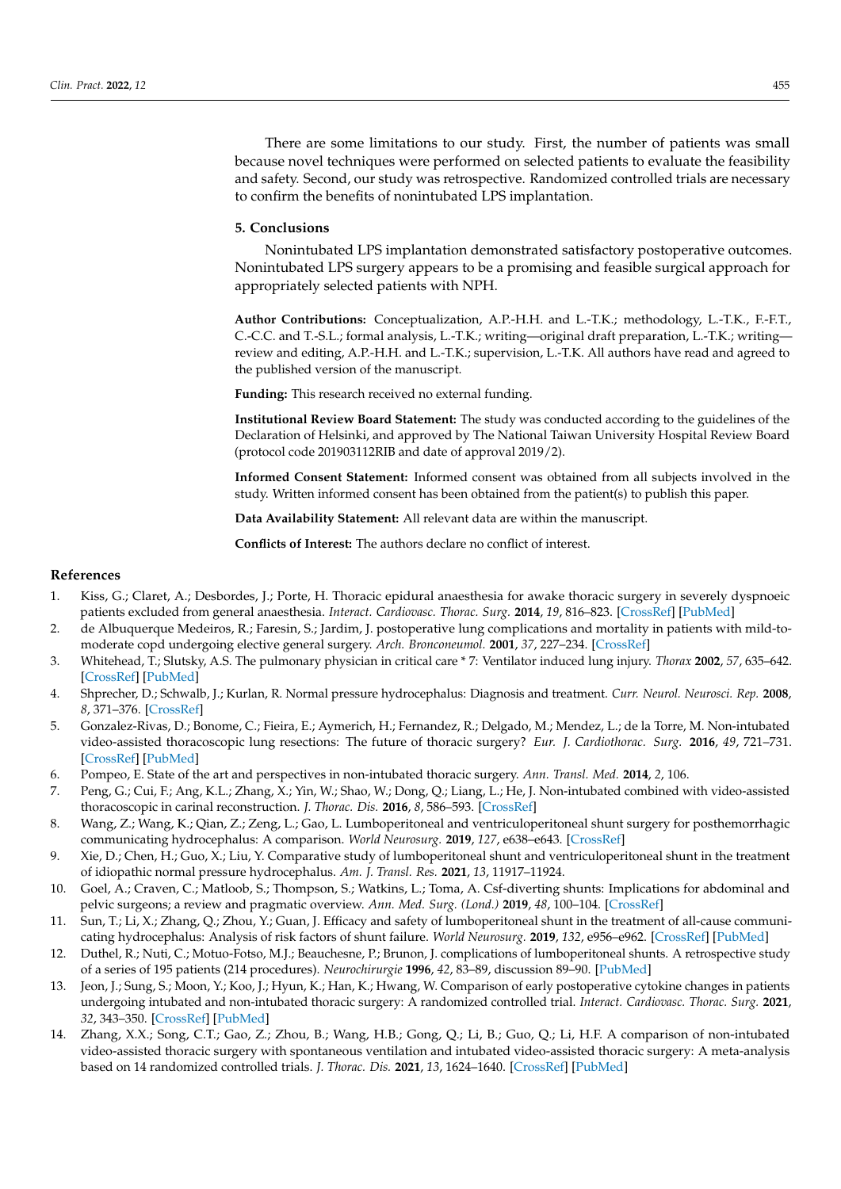There are some limitations to our study. First, the number of patients was small because novel techniques were performed on selected patients to evaluate the feasibility and safety. Second, our study was retrospective. Randomized controlled trials are necessary to confirm the benefits of nonintubated LPS implantation.

## 5. Conclusions

Nonintubated LPS implantation demonstrated satisfactory postoperative outcomes. Nonintubated LPS surgery appears to be a promising and feasible surgical approach for appropriately selected patients with NPH.

**Author Contributions:** Conceptualization, A.P.-H.H. and L.-T.K.; methodology, L.-T.K., F.-F.T., C.-C.C. and T.-S.L.; formal analysis, L.-T.K.; writing—original draft preparation, L.-T.K.; writing—review and editing, A.P.-H.H. and L.-T.K.; supervision, L.-T.K. All authors have read and agreed to the published version of the manuscript.

**Funding:** This research received no external funding.

**Institutional Review Board Statement:** The study was conducted according to the guidelines of the Declaration of Helsinki, and approved by The National Taiwan University Hospital Review Board (protocol code 201903112RIB and date of approval 2019/2).

**Informed Consent Statement:** Informed consent was obtained from all subjects involved in the study. Written informed consent has been obtained from the patient(s) to publish this paper.

**Data Availability Statement:** All relevant data are within the manuscript.

**Conflicts of Interest:** The authors declare no conflict of interest.

## References

1. Kiss, G.; Claret, A.; Desbordes, J.; Porte, H. Thoracic epidural anaesthesia for awake thoracic surgery in severely dyspnoeic patients excluded from general anaesthesia. *Interact. Cardiovasc. Thorac. Surg.* **2014**, *19*, 816–823. [CrossRef] [PubMed]
2. de Albuquerque Medeiros, R.; Faresin, S.; Jardim, J. postoperative lung complications and mortality in patients with mild-to-moderate copd undergoing elective general surgery. *Arch. Bronconeumol.* **2001**, *37*, 227–234. [CrossRef]
3. Whitehead, T.; Slutsky, A.S. The pulmonary physician in critical care * 7: Ventilator induced lung injury. *Thorax* **2002**, *57*, 635–642. [CrossRef] [PubMed]
4. Shprecher, D.; Schwalb, J.; Kurlan, R. Normal pressure hydrocephalus: Diagnosis and treatment. *Curr. Neurol. Neurosci. Rep.* **2008**, *8*, 371–376. [CrossRef]
5. Gonzalez-Rivas, D.; Bonome, C.; Fieira, E.; Aymerich, H.; Fernandez, R.; Delgado, M.; Mendez, L.; de la Torre, M. Non-intubated video-assisted thoracoscopic lung resections: The future of thoracic surgery? *Eur. J. Cardiothorac. Surg.* **2016**, *49*, 721–731. [CrossRef] [PubMed]
6. Pompeo, E. State of the art and perspectives in non-intubated thoracic surgery. *Ann. Transl. Med.* **2014**, *2*, 106.
7. Peng, G.; Cui, F.; Ang, K.L.; Zhang, X.; Yin, W.; Shao, W.; Dong, Q.; Liang, L.; He, J. Non-intubated combined with video-assisted thoracoscopic in carinal reconstruction. *J. Thorac. Dis.* **2016**, *8*, 586–593. [CrossRef]
8. Wang, Z.; Wang, K.; Qian, Z.; Zeng, L.; Gao, L. Lumboperitoneal and ventriculoperitoneal shunt surgery for posthemorrhagic communicating hydrocephalus: A comparison. *World Neurosurg.* **2019**, *127*, e638–e643. [CrossRef]
9. Xie, D.; Chen, H.; Guo, X.; Liu, Y. Comparative study of lumboperitoneal shunt and ventriculoperitoneal shunt in the treatment of idiopathic normal pressure hydrocephalus. *Am. J. Transl. Res.* **2021**, *13*, 11917–11924.
10. Goel, A.; Craven, C.; Matloob, S.; Thompson, S.; Watkins, L.; Toma, A. Csf-diverting shunts: Implications for abdominal and pelvic surgeons; a review and pragmatic overview. *Ann. Med. Surg. (Lond.)* **2019**, *48*, 100–104. [CrossRef]
11. Sun, T.; Li, X.; Zhang, Q.; Zhou, Y.; Guan, J. Efficacy and safety of lumboperitoneal shunt in the treatment of all-cause communicating hydrocephalus: Analysis of risk factors of shunt failure. *World Neurosurg.* **2019**, *132*, e956–e962. [CrossRef] [PubMed]
12. Duthel, R.; Nuti, C.; Motuo-Fotso, M.J.; Beauchesne, P.; Brunon, J. complications of lumboperitoneal shunts. A retrospective study of a series of 195 patients (214 procedures). *Neurochirurgie* **1996**, *42*, 83–89, discussion 89–90. [PubMed]
13. Jeon, J.; Sung, S.; Moon, Y.; Koo, J.; Hyun, K.; Han, K.; Hwang, W. Comparison of early postoperative cytokine changes in patients undergoing intubated and non-intubated thoracic surgery: A randomized controlled trial. *Interact. Cardiovasc. Thorac. Surg.* **2021**, *32*, 343–350. [CrossRef] [PubMed]
14. Zhang, X.X.; Song, C.T.; Gao, Z.; Zhou, B.; Wang, H.B.; Gong, Q.; Li, B.; Guo, Q.; Li, H.F. A comparison of non-intubated video-assisted thoracic surgery with spontaneous ventilation and intubated video-assisted thoracic surgery: A meta-analysis based on 14 randomized controlled trials. *J. Thorac. Dis.* **2021**, *13*, 1624–1640. [CrossRef] [PubMed]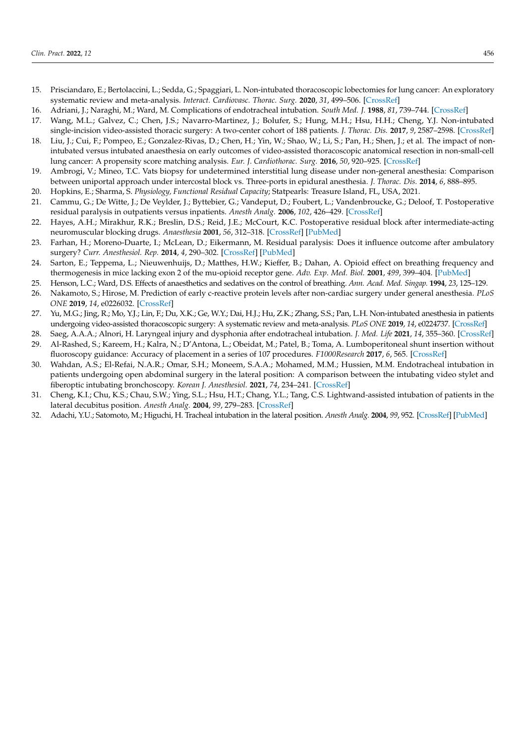15. Prisciandaro, E.; Bertolaccini, L.; Sedda, G.; Spaggiari, L. Non-intubated thoracoscopic lobectomies for lung cancer: An exploratory systematic review and meta-analysis. *Interact. Cardiovasc. Thorac. Surg.* **2020**, *31*, 499–506. [CrossRef]
16. Adriani, J.; Naraghi, M.; Ward, M. Complications of endotracheal intubation. *South Med. J.* **1988**, *81*, 739–744. [CrossRef]
17. Wang, M.L.; Galvez, C.; Chen, J.S.; Navarro-Martinez, J.; Bolufer, S.; Hung, M.H.; Hsu, H.H.; Cheng, Y.J. Non-intubated single-incision video-assisted thoracic surgery: A two-center cohort of 188 patients. *J. Thorac. Dis.* **2017**, *9*, 2587–2598. [CrossRef]
18. Liu, J.; Cui, F.; Pompeo, E.; Gonzalez-Rivas, D.; Chen, H.; Yin, W.; Shao, W.; Li, S.; Pan, H.; Shen, J.; et al. The impact of non-intubated versus intubated anaesthesia on early outcomes of video-assisted thoracoscopic anatomical resection in non-small-cell lung cancer: A propensity score matching analysis. *Eur. J. Cardiothorac. Surg.* **2016**, *50*, 920–925. [CrossRef]
19. Ambrogi, V.; Mineo, T.C. Vats biopsy for undetermined interstitial lung disease under non-general anesthesia: Comparison between uniportal approach under intercostal block vs. Three-ports in epidural anesthesia. *J. Thorac. Dis.* **2014**, *6*, 888–895.
20. Hopkins, E.; Sharma, S. *Physiology, Functional Residual Capacity*; Statpearls: Treasure Island, FL, USA, 2021.
21. Cammu, G.; De Witte, J.; De Veylder, J.; Byttebier, G.; Vandeput, D.; Foubert, L.; Vandenbroucke, G.; Deloof, T. Postoperative residual paralysis in outpatients versus inpatients. *Anesth Analg.* **2006**, *102*, 426–429. [CrossRef]
22. Hayes, A.H.; Mirakhur, R.K.; Breslin, D.S.; Reid, J.E.; McCourt, K.C. Postoperative residual block after intermediate-acting neuromuscular blocking drugs. *Anaesthesia* **2001**, *56*, 312–318. [CrossRef] [PubMed]
23. Farhan, H.; Moreno-Duarte, I.; McLean, D.; Eikermann, M. Residual paralysis: Does it influence outcome after ambulatory surgery? *Curr. Anesthesiol. Rep.* **2014**, *4*, 290–302. [CrossRef] [PubMed]
24. Sarton, E.; Teppema, L.; Nieuwenhuijs, D.; Matthes, H.W.; Kieffer, B.; Dahan, A. Opioid effect on breathing frequency and thermogenesis in mice lacking exon 2 of the mu-opioid receptor gene. *Adv. Exp. Med. Biol.* **2001**, *499*, 399–404. [PubMed]
25. Henson, L.C.; Ward, D.S. Effects of anaesthetics and sedatives on the control of breathing. *Ann. Acad. Med. Singap.* **1994**, *23*, 125–129.
26. Nakamoto, S.; Hirose, M. Prediction of early c-reactive protein levels after non-cardiac surgery under general anesthesia. *PLoS ONE* **2019**, *14*, e0226032. [CrossRef]
27. Yu, M.G.; Jing, R.; Mo, Y.J.; Lin, F.; Du, X.K.; Ge, W.Y.; Dai, H.J.; Hu, Z.K.; Zhang, S.S.; Pan, L.H. Non-intubated anesthesia in patients undergoing video-assisted thoracoscopic surgery: A systematic review and meta-analysis. *PLoS ONE* **2019**, *14*, e0224737. [CrossRef]
28. Saeg, A.A.A.; Alnori, H. Laryngeal injury and dysphonia after endotracheal intubation. *J. Med. Life* **2021**, *14*, 355–360. [CrossRef]
29. Al-Rashed, S.; Kareem, H.; Kalra, N.; D'Antona, L.; Obeidat, M.; Patel, B.; Toma, A. Lumboperitoneal shunt insertion without fluoroscopy guidance: Accuracy of placement in a series of 107 procedures. *F1000Research* **2017**, *6*, 565. [CrossRef]
30. Wahdan, A.S.; El-Refai, N.A.R.; Omar, S.H.; Moneem, S.A.A.; Mohamed, M.M.; Hussien, M.M. Endotracheal intubation in patients undergoing open abdominal surgery in the lateral position: A comparison between the intubating video stylet and fiberoptic intubating bronchoscopy. *Korean J. Anesthesiol.* **2021**, *74*, 234–241. [CrossRef]
31. Cheng, K.I.; Chu, K.S.; Chau, S.W.; Ying, S.L.; Hsu, H.T.; Chang, Y.L.; Tang, C.S. Lightwand-assisted intubation of patients in the lateral decubitus position. *Anesth Analg.* **2004**, *99*, 279–283. [CrossRef]
32. Adachi, Y.U.; Satomoto, M.; Higuchi, H. Tracheal intubation in the lateral position. *Anesth Analg.* **2004**, *99*, 952. [CrossRef] [PubMed]